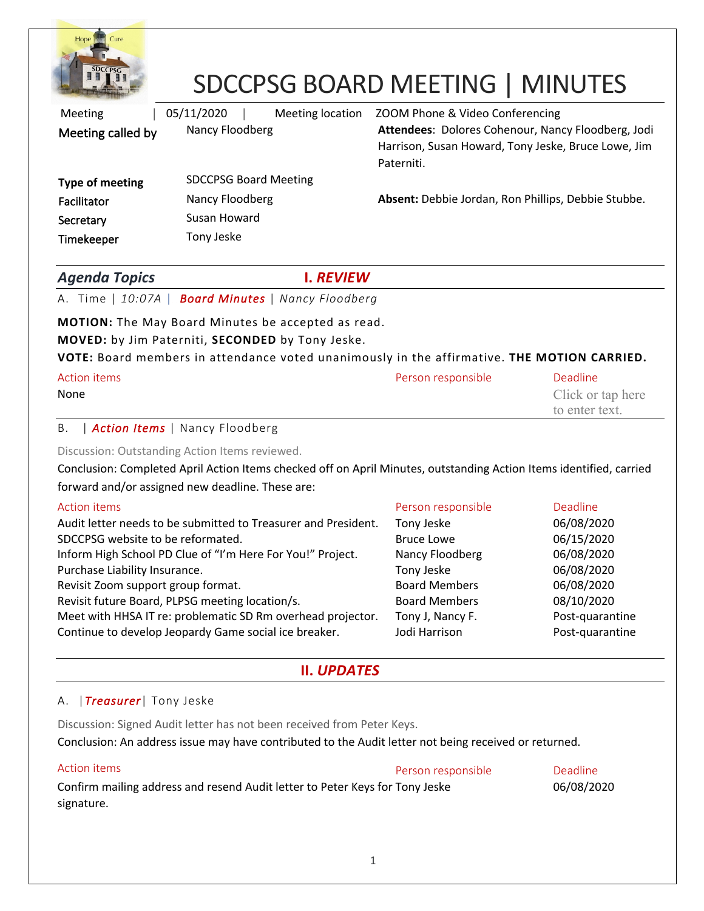# SDCCPSG BOARD MEETING | MINUTES

| | | | |
|---|---|---|---|
| Meeting | 05/11/2020 | Meeting location | ZOOM Phone & Video Conferencing |
| **Meeting called by** | Nancy Floodberg | | **Attendees**: Dolores Cohenour, Nancy Floodberg, Jodi Harrison, Susan Howard, Tony Jeske, Bruce Lowe, Jim Paterniti. |
| **Type of meeting** | SDCCPSG Board Meeting | | |
| **Facilitator** | Nancy Floodberg | | **Absent:** Debbie Jordan, Ron Phillips, Debbie Stubbe. |
| **Secretary** | Susan Howard | | |
| **Timekeeper** | Tony Jeske | | |

## *Agenda Topics* — I. *REVIEW*

A. Time | *10:07A* | ***Board Minutes*** | *Nancy Floodberg*

**MOTION:** The May Board Minutes be accepted as read.

**MOVED:** by Jim Paterniti, **SECONDED** by Tony Jeske.

**VOTE:** Board members in attendance voted unanimously in the affirmative. **THE MOTION CARRIED.**

| Action items | Person responsible | Deadline |
|---|---|---|
| None | | Click or tap here to enter text. |

B. | ***Action Items*** | Nancy Floodberg

Discussion: Outstanding Action Items reviewed.

Conclusion: Completed April Action Items checked off on April Minutes, outstanding Action Items identified, carried forward and/or assigned new deadline. These are:

| Action items | Person responsible | Deadline |
|---|---|---|
| Audit letter needs to be submitted to Treasurer and President. | Tony Jeske | 06/08/2020 |
| SDCCPSG website to be reformated. | Bruce Lowe | 06/15/2020 |
| Inform High School PD Clue of "I'm Here For You!" Project. | Nancy Floodberg | 06/08/2020 |
| Purchase Liability Insurance. | Tony Jeske | 06/08/2020 |
| Revisit Zoom support group format. | Board Members | 06/08/2020 |
| Revisit future Board, PLPSG meeting location/s. | Board Members | 08/10/2020 |
| Meet with HHSA IT re: problematic SD Rm overhead projector. | Tony J, Nancy F. | Post-quarantine |
| Continue to develop Jeopardy Game social ice breaker. | Jodi Harrison | Post-quarantine |

## II. *UPDATES*

A. |***Treasurer***| Tony Jeske

Discussion: Signed Audit letter has not been received from Peter Keys.

Conclusion: An address issue may have contributed to the Audit letter not being received or returned.

| Action items | Person responsible | Deadline |
|---|---|---|
| Confirm mailing address and resend Audit letter to Peter Keys for signature. | Tony Jeske | 06/08/2020 |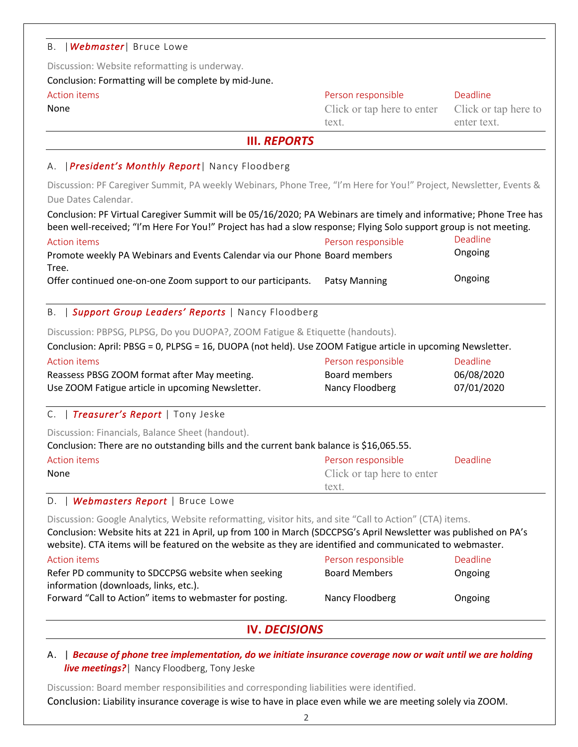B. | ***Webmaster*** | Bruce Lowe

Discussion: Website reformatting is underway.

Conclusion: Formatting will be complete by mid-June.

| Action items | Person responsible | Deadline |
|---|---|---|
| None | Click or tap here to enter text. | Click or tap here to enter text. |

## III. *REPORTS*

A. | ***President's Monthly Report*** | Nancy Floodberg

Discussion: PF Caregiver Summit, PA weekly Webinars, Phone Tree, "I'm Here for You!" Project, Newsletter, Events & Due Dates Calendar.

Conclusion: PF Virtual Caregiver Summit will be 05/16/2020; PA Webinars are timely and informative; Phone Tree has been well-received; "I'm Here For You!" Project has had a slow response; Flying Solo support group is not meeting.

| Action items | Person responsible | Deadline |
|---|---|---|
| Promote weekly PA Webinars and Events Calendar via our Phone Tree. | Board members | Ongoing |
| Offer continued one-on-one Zoom support to our participants. | Patsy Manning | Ongoing |

B. | ***Support Group Leaders' Reports*** | Nancy Floodberg

Discussion: PBPSG, PLPSG, Do you DUOPA?, ZOOM Fatigue & Etiquette (handouts).

Conclusion: April: PBSG = 0, PLPSG = 16, DUOPA (not held). Use ZOOM Fatigue article in upcoming Newsletter.

| Action items | Person responsible | Deadline |
|---|---|---|
| Reassess PBSG ZOOM format after May meeting. | Board members | 06/08/2020 |
| Use ZOOM Fatigue article in upcoming Newsletter. | Nancy Floodberg | 07/01/2020 |

C. | ***Treasurer's Report*** | Tony Jeske

Discussion: Financials, Balance Sheet (handout).

Conclusion: There are no outstanding bills and the current bank balance is $16,065.55.

| Action items | Person responsible | Deadline |
|---|---|---|
| None | Click or tap here to enter text. | |

D. | ***Webmasters Report*** | Bruce Lowe

Discussion: Google Analytics, Website reformatting, visitor hits, and site "Call to Action" (CTA) items.

Conclusion: Website hits at 221 in April, up from 100 in March (SDCCPSG's April Newsletter was published on PA's website). CTA items will be featured on the website as they are identified and communicated to webmaster.

| Action items | Person responsible | Deadline |
|---|---|---|
| Refer PD community to SDCCPSG website when seeking information (downloads, links, etc.). | Board Members | Ongoing |
| Forward "Call to Action" items to webmaster for posting. | Nancy Floodberg | Ongoing |

## IV. *DECISIONS*

A. | ***Because of phone tree implementation, do we initiate insurance coverage now or wait until we are holding live meetings?*** | Nancy Floodberg, Tony Jeske

Discussion: Board member responsibilities and corresponding liabilities were identified.

Conclusion: Liability insurance coverage is wise to have in place even while we are meeting solely via ZOOM.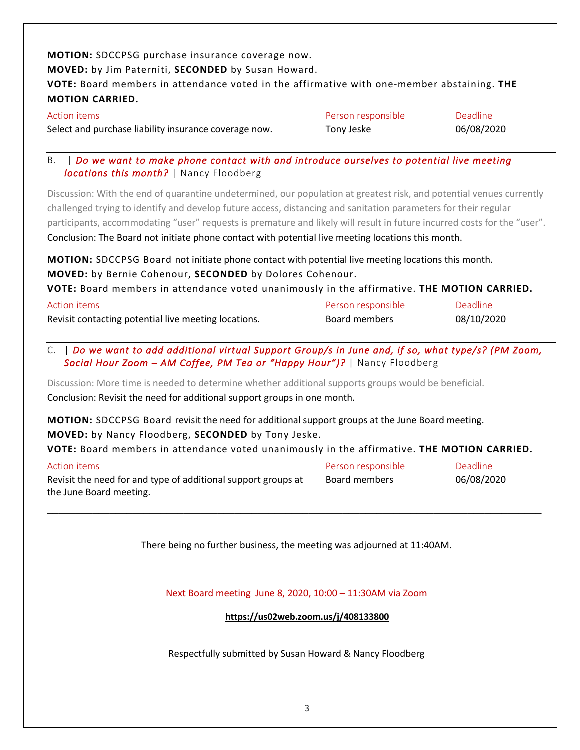**MOTION:** SDCCPSG purchase insurance coverage now.
**MOVED:** by Jim Paterniti, **SECONDED** by Susan Howard.
**VOTE:** Board members in attendance voted in the affirmative with one-member abstaining. **THE MOTION CARRIED.**

| Action items | Person responsible | Deadline |
|---|---|---|
| Select and purchase liability insurance coverage now. | Tony Jeske | 06/08/2020 |

---

B. | ***Do we want to make phone contact with and introduce ourselves to potential live meeting locations this month?*** | Nancy Floodberg

Discussion: With the end of quarantine undetermined, our population at greatest risk, and potential venues currently challenged trying to identify and develop future access, distancing and sanitation parameters for their regular participants, accommodating "user" requests is premature and likely will result in future incurred costs for the "user".
Conclusion: The Board not initiate phone contact with potential live meeting locations this month.

**MOTION:** SDCCPSG Board not initiate phone contact with potential live meeting locations this month.
**MOVED:** by Bernie Cohenour, **SECONDED** by Dolores Cohenour.
**VOTE:** Board members in attendance voted unanimously in the affirmative. **THE MOTION CARRIED.**

| Action items | Person responsible | Deadline |
|---|---|---|
| Revisit contacting potential live meeting locations. | Board members | 08/10/2020 |

---

C. | ***Do we want to add additional virtual Support Group/s in June and, if so, what type/s? (PM Zoom, Social Hour Zoom – AM Coffee, PM Tea or "Happy Hour")?*** | Nancy Floodberg

Discussion: More time is needed to determine whether additional supports groups would be beneficial.
Conclusion: Revisit the need for additional support groups in one month.

**MOTION:** SDCCPSG Board revisit the need for additional support groups at the June Board meeting.
**MOVED:** by Nancy Floodberg, **SECONDED** by Tony Jeske.
**VOTE:** Board members in attendance voted unanimously in the affirmative. **THE MOTION CARRIED.**

| Action items | Person responsible | Deadline |
|---|---|---|
| Revisit the need for and type of additional support groups at the June Board meeting. | Board members | 06/08/2020 |

---

There being no further business, the meeting was adjourned at 11:40AM.

Next Board meeting June 8, 2020, 10:00 – 11:30AM via Zoom

**https://us02web.zoom.us/j/408133800**

Respectfully submitted by Susan Howard & Nancy Floodberg